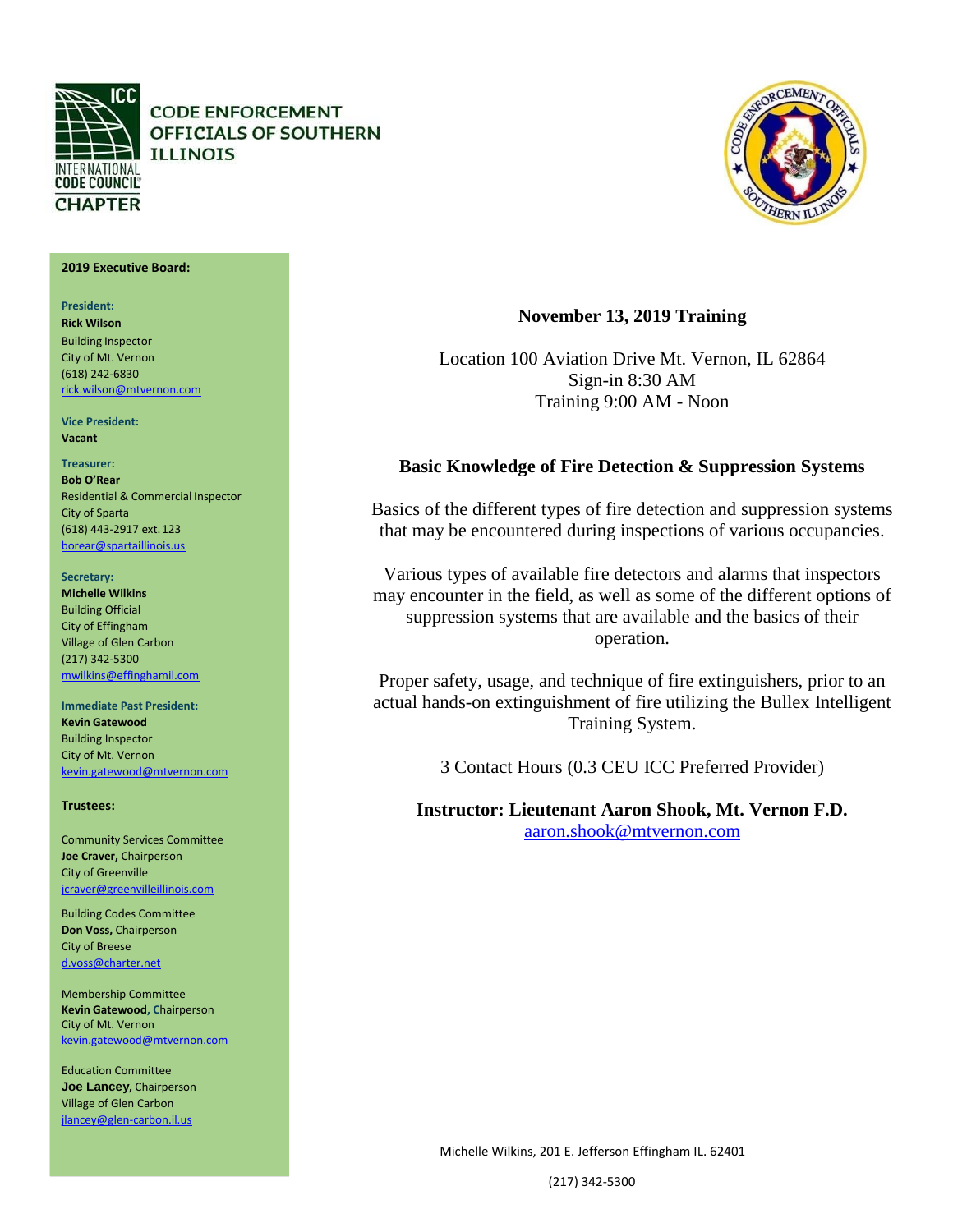# CODE ENFORCEMENT OFFICIALS OF SOUTHERN ILLINOIS

INTERNATIONAL CODE COUNCIL CHAPTER

**2019 Executive Board:**

**President:**
**Rick Wilson**
Building Inspector
City of Mt. Vernon
(618) 242-6830
rick.wilson@mtvernon.com

**Vice President:**
**Vacant**

**Treasurer:**
**Bob O'Rear**
Residential & Commercial Inspector
City of Sparta
(618) 443-2917 ext. 123
borear@spartaillinois.us

**Secretary:**
**Michelle Wilkins**
Building Official
City of Effingham
Village of Glen Carbon
(217) 342-5300
mwilkins@effinghamil.com

**Immediate Past President:**
**Kevin Gatewood**
Building Inspector
City of Mt. Vernon
kevin.gatewood@mtvernon.com

**Trustees:**

Community Services Committee
**Joe Craver,** Chairperson
City of Greenville
jcraver@greenvilleillinois.com

Building Codes Committee
**Don Voss,** Chairperson
City of Breese
d.voss@charter.net

Membership Committee
**Kevin Gatewood,** Chairperson
City of Mt. Vernon
kevin.gatewood@mtvernon.com

Education Committee
**Joe Lancey,** Chairperson
Village of Glen Carbon
jlancey@glen-carbon.il.us

## November 13, 2019 Training

Location 100 Aviation Drive Mt. Vernon, IL 62864
Sign-in 8:30 AM
Training 9:00 AM - Noon

### Basic Knowledge of Fire Detection & Suppression Systems

Basics of the different types of fire detection and suppression systems that may be encountered during inspections of various occupancies.

Various types of available fire detectors and alarms that inspectors may encounter in the field, as well as some of the different options of suppression systems that are available and the basics of their operation.

Proper safety, usage, and technique of fire extinguishers, prior to an actual hands-on extinguishment of fire utilizing the Bullex Intelligent Training System.

3 Contact Hours (0.3 CEU ICC Preferred Provider)

**Instructor: Lieutenant Aaron Shook, Mt. Vernon F.D.**
aaron.shook@mtvernon.com

Michelle Wilkins, 201 E. Jefferson Effingham IL. 62401

(217) 342-5300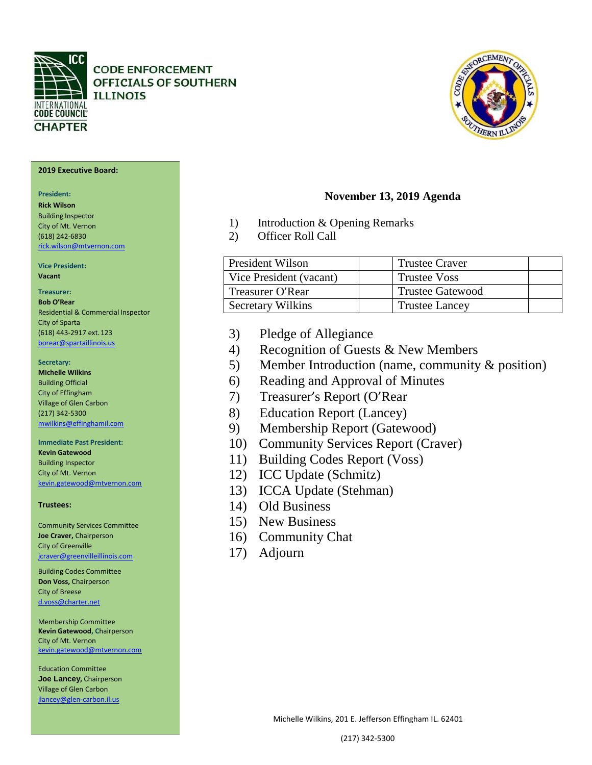# CODE ENFORCEMENT OFFICIALS OF SOUTHERN ILLINOIS

INTERNATIONAL CODE COUNCIL CHAPTER

**2019 Executive Board:**

**President:**
**Rick Wilson**
Building Inspector
City of Mt. Vernon
(618) 242-6830
rick.wilson@mtvernon.com

**Vice President:**
**Vacant**

**Treasurer:**
**Bob O'Rear**
Residential & Commercial Inspector
City of Sparta
(618) 443-2917 ext. 123
borear@spartaillinois.us

**Secretary:**
**Michelle Wilkins**
Building Official
City of Effingham
Village of Glen Carbon
(217) 342-5300
mwilkins@effinghamil.com

**Immediate Past President:**
**Kevin Gatewood**
Building Inspector
City of Mt. Vernon
kevin.gatewood@mtvernon.com

**Trustees:**

Community Services Committee
**Joe Craver,** Chairperson
City of Greenville
jcraver@greenvilleillinois.com

Building Codes Committee
**Don Voss,** Chairperson
City of Breese
d.voss@charter.net

Membership Committee
**Kevin Gatewood,** Chairperson
City of Mt. Vernon
kevin.gatewood@mtvernon.com

Education Committee
**Joe Lancey,** Chairperson
Village of Glen Carbon
jlancey@glen-carbon.il.us

## November 13, 2019 Agenda

1) Introduction & Opening Remarks
2) Officer Roll Call

| | | | |
|---|---|---|---|
| President Wilson | | Trustee Craver | |
| Vice President (vacant) | | Trustee Voss | |
| Treasurer O'Rear | | Trustee Gatewood | |
| Secretary Wilkins | | Trustee Lancey | |

3) Pledge of Allegiance
4) Recognition of Guests & New Members
5) Member Introduction (name, community & position)
6) Reading and Approval of Minutes
7) Treasurer's Report (O'Rear
8) Education Report (Lancey)
9) Membership Report (Gatewood)
10) Community Services Report (Craver)
11) Building Codes Report (Voss)
12) ICC Update (Schmitz)
13) ICCA Update (Stehman)
14) Old Business
15) New Business
16) Community Chat
17) Adjourn

Michelle Wilkins, 201 E. Jefferson Effingham IL. 62401

(217) 342-5300